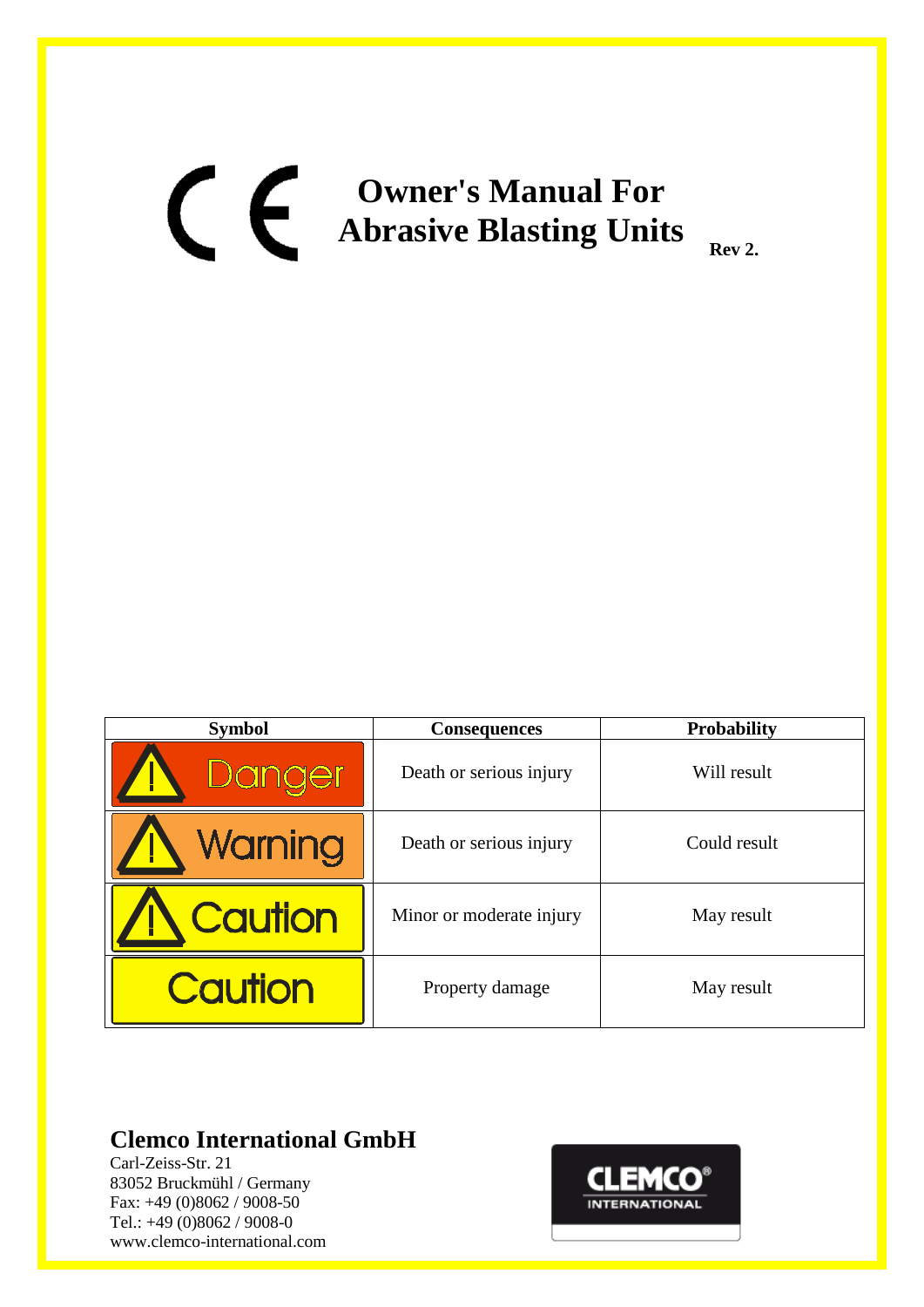CE

# Owner's Manual For Abrasive Blasting Units

**Rev 2.**

| Symbol | Consequences | Probability |
|---|---|---|
| Danger | Death or serious injury | Will result |
| Warning | Death or serious injury | Could result |
| Caution | Minor or moderate injury | May result |
| Caution | Property damage | May result |

## Clemco International GmbH

Carl-Zeiss-Str. 21
83052 Bruckmühl / Germany
Fax: +49 (0)8062 / 9008-50
Tel.: +49 (0)8062 / 9008-0
www.clemco-international.com

CLEMCO® INTERNATIONAL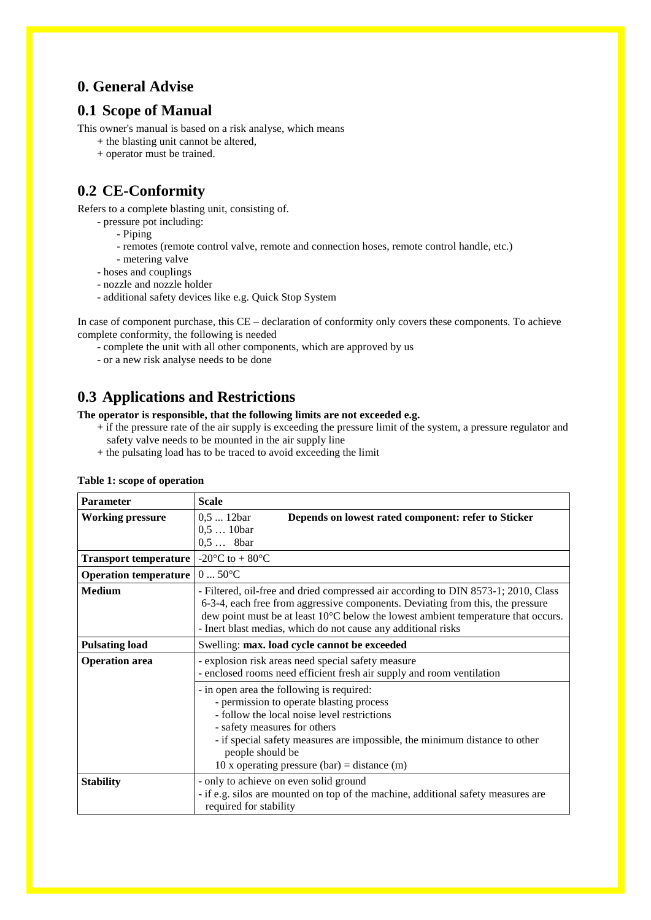# 0. General Advise

## 0.1 Scope of Manual

This owner's manual is based on a risk analyse, which means

+ the blasting unit cannot be altered,
+ operator must be trained.

## 0.2 CE-Conformity

Refers to a complete blasting unit, consisting of.

- pressure pot including:
  - Piping
  - remotes (remote control valve, remote and connection hoses, remote control handle, etc.)
  - metering valve
- hoses and couplings
- nozzle and nozzle holder
- additional safety devices like e.g. Quick Stop System

In case of component purchase, this CE – declaration of conformity only covers these components. To achieve complete conformity, the following is needed

- complete the unit with all other components, which are approved by us
- or a new risk analyse needs to be done

## 0.3 Applications and Restrictions

**The operator is responsible, that the following limits are not exceeded e.g.**

+ if the pressure rate of the air supply is exceeding the pressure limit of the system, a pressure regulator and safety valve needs to be mounted in the air supply line
+ the pulsating load has to be traced to avoid exceeding the limit

**Table 1: scope of operation**

| **Parameter** | **Scale** |
|---|---|
| **Working pressure** | 0,5 ... 12bar<br>0,5 … 10bar<br>0,5 … 8bar<br>**Depends on lowest rated component: refer to Sticker** |
| **Transport temperature** | -20°C to + 80°C |
| **Operation temperature** | 0 ... 50°C |
| **Medium** | - Filtered, oil-free and dried compressed air according to DIN 8573-1; 2010, Class 6-3-4, each free from aggressive components. Deviating from this, the pressure dew point must be at least 10°C below the lowest ambient temperature that occurs.<br>- Inert blast medias, which do not cause any additional risks |
| **Pulsating load** | Swelling: **max. load cycle cannot be exceeded** |
| **Operation area** | - explosion risk areas need special safety measure<br>- enclosed rooms need efficient fresh air supply and room ventilation |
| | - in open area the following is required:<br>- permission to operate blasting process<br>- follow the local noise level restrictions<br>- safety measures for others<br>- if special safety measures are impossible, the minimum distance to other people should be<br>10 x operating pressure (bar) = distance (m) |
| **Stability** | - only to achieve on even solid ground<br>- if e.g. silos are mounted on top of the machine, additional safety measures are required for stability |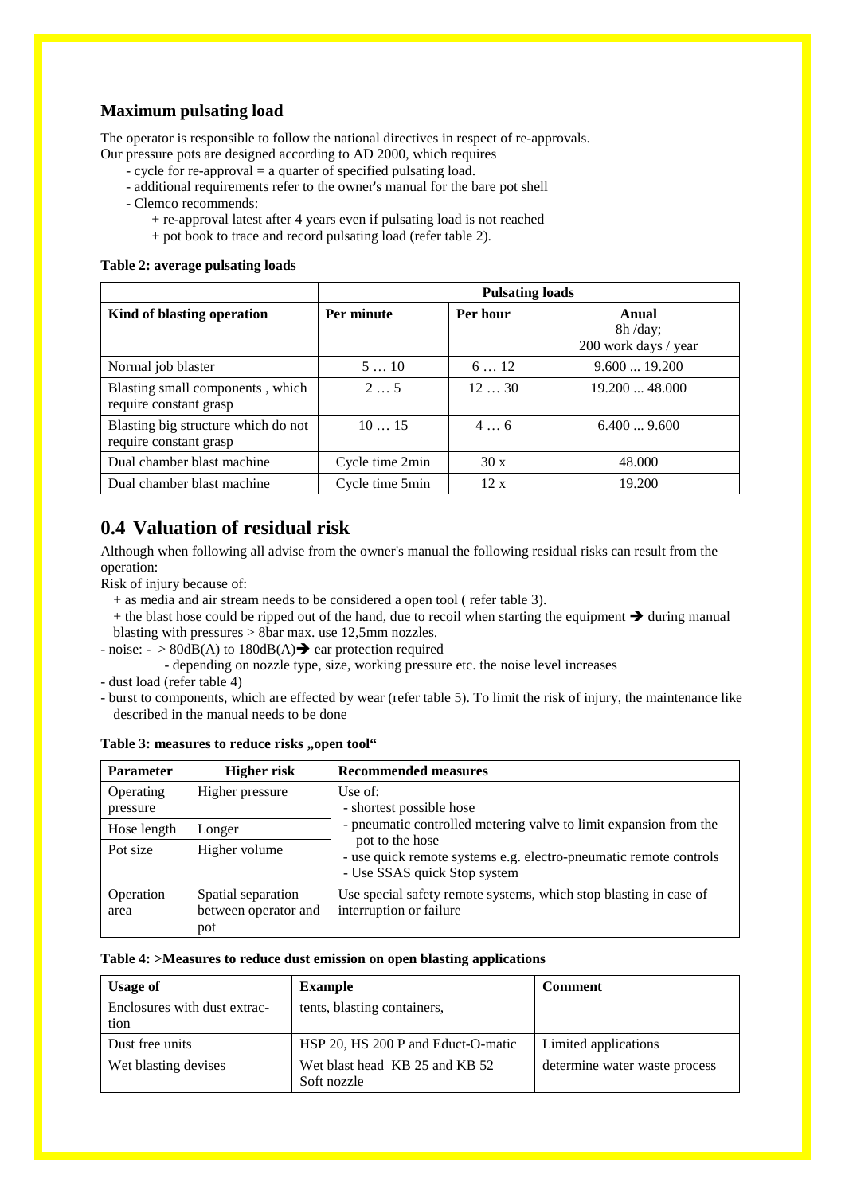### Maximum pulsating load

The operator is responsible to follow the national directives in respect of re-approvals.
Our pressure pots are designed according to AD 2000, which requires

- cycle for re-approval = a quarter of specified pulsating load.
- additional requirements refer to the owner's manual for the bare pot shell
- Clemco recommends:
  + re-approval latest after 4 years even if pulsating load is not reached
  + pot book to trace and record pulsating load (refer table 2).

**Table 2: average pulsating loads**

| | Pulsating loads | | |
|---|---|---|---|
| **Kind of blasting operation** | **Per minute** | **Per hour** | **Anual** 8h /day; 200 work days / year |
| Normal job blaster | 5 … 10 | 6 … 12 | 9.600 ... 19.200 |
| Blasting small components , which require constant grasp | 2 … 5 | 12 … 30 | 19.200 ... 48.000 |
| Blasting big structure which do not require constant grasp | 10 … 15 | 4 … 6 | 6.400 ... 9.600 |
| Dual chamber blast machine | Cycle time 2min | 30 x | 48.000 |
| Dual chamber blast machine | Cycle time 5min | 12 x | 19.200 |

## 0.4 Valuation of residual risk

Although when following all advise from the owner's manual the following residual risks can result from the operation:

Risk of injury because of:

+ as media and air stream needs to be considered a open tool ( refer table 3).
+ the blast hose could be ripped out of the hand, due to recoil when starting the equipment ➔ during manual blasting with pressures > 8bar max. use 12,5mm nozzles.

- noise: - > 80dB(A) to 180dB(A)➔ ear protection required
  - depending on nozzle type, size, working pressure etc. the noise level increases
- dust load (refer table 4)
- burst to components, which are effected by wear (refer table 5). To limit the risk of injury, the maintenance like described in the manual needs to be done

**Table 3: measures to reduce risks „open tool“**

| Parameter | Higher risk | Recommended measures |
|---|---|---|
| Operating pressure | Higher pressure | Use of:<br>- shortest possible hose<br>- pneumatic controlled metering valve to limit expansion from the pot to the hose<br>- use quick remote systems e.g. electro-pneumatic remote controls<br>- Use SSAS quick Stop system |
| Hose length | Longer | |
| Pot size | Higher volume | |
| Operation area | Spatial separation between operator and pot | Use special safety remote systems, which stop blasting in case of interruption or failure |

**Table 4: >Measures to reduce dust emission on open blasting applications**

| Usage of | Example | Comment |
|---|---|---|
| Enclosures with dust extrac-tion | tents, blasting containers, | |
| Dust free units | HSP 20, HS 200 P and Educt-O-matic | Limited applications |
| Wet blasting devises | Wet blast head KB 25 and KB 52 Soft nozzle | determine water waste process |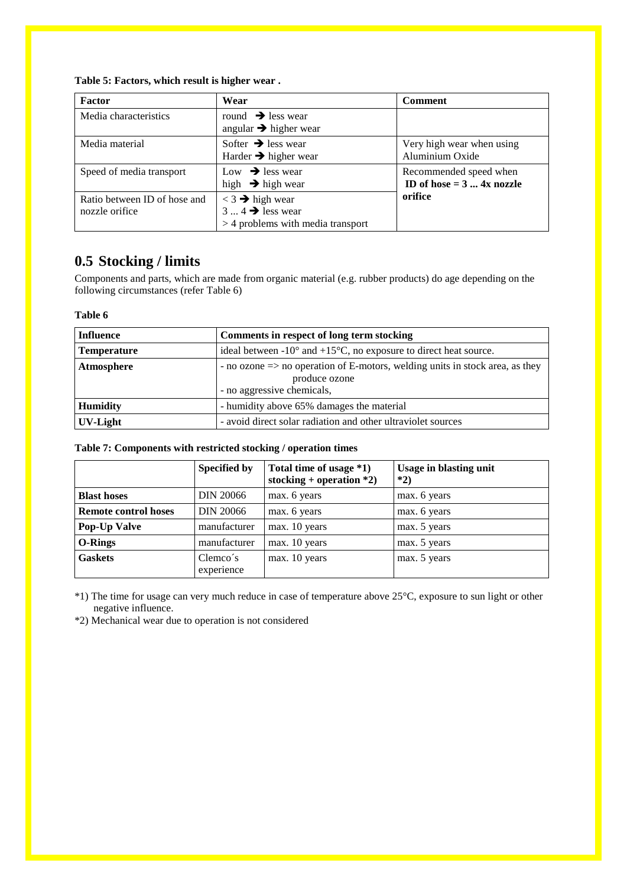**Table 5: Factors, which result is higher wear .**

| Factor | Wear | Comment |
|---|---|---|
| Media characteristics | round ➔ less wear<br>angular ➔ higher wear | |
| Media material | Softer ➔ less wear<br>Harder ➔ higher wear | Very high wear when using Aluminium Oxide |
| Speed of media transport | Low ➔ less wear<br>high ➔ high wear | Recommended speed when **ID of hose = 3 ... 4x nozzle orifice** |
| Ratio between ID of hose and nozzle orifice | < 3 ➔ high wear<br>3 ... 4 ➔ less wear<br>> 4 problems with media transport | |

## 0.5 Stocking / limits

Components and parts, which are made from organic material (e.g. rubber products) do age depending on the following circumstances (refer Table 6)

**Table 6**

| Influence | Comments in respect of long term stocking |
|---|---|
| **Temperature** | ideal between -10° and +15°C, no exposure to direct heat source. |
| **Atmosphere** | - no ozone => no operation of E-motors, welding units in stock area, as they produce ozone<br>- no aggressive chemicals, |
| **Humidity** | - humidity above 65% damages the material |
| **UV-Light** | - avoid direct solar radiation and other ultraviolet sources |

**Table 7: Components with restricted stocking / operation times**

| | Specified by | Total time of usage *1) stocking + operation *2) | Usage in blasting unit *2) |
|---|---|---|---|
| **Blast hoses** | DIN 20066 | max. 6 years | max. 6 years |
| **Remote control hoses** | DIN 20066 | max. 6 years | max. 6 years |
| **Pop-Up Valve** | manufacturer | max. 10 years | max. 5 years |
| **O-Rings** | manufacturer | max. 10 years | max. 5 years |
| **Gaskets** | Clemco´s experience | max. 10 years | max. 5 years |

*1) The time for usage can very much reduce in case of temperature above 25°C, exposure to sun light or other negative influence.

*2) Mechanical wear due to operation is not considered